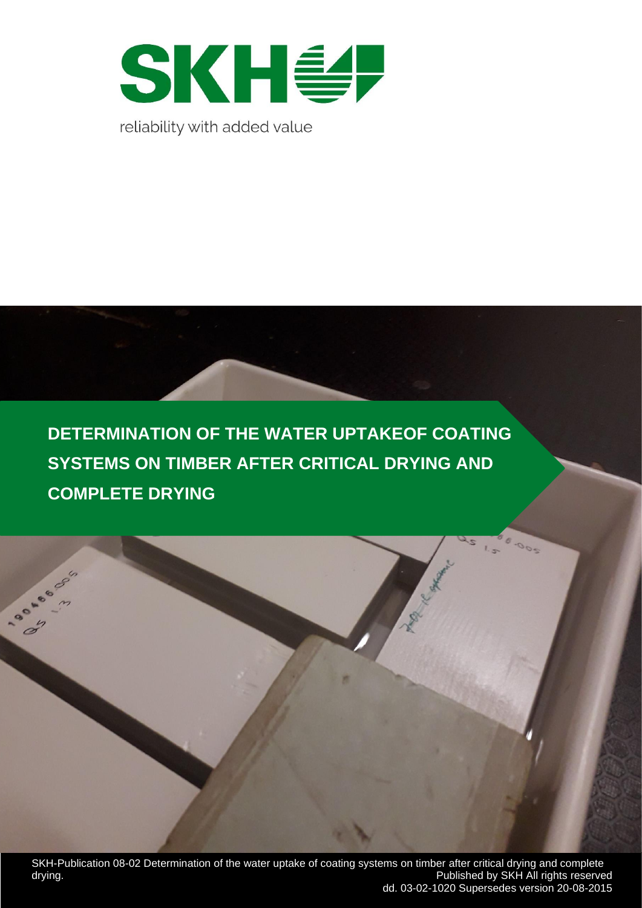SKH

reliability with added value

# DETERMINATION OF THE WATER UPTAKEOF COATING SYSTEMS ON TIMBER AFTER CRITICAL DRYING AND COMPLETE DRYING

SKH-Publication 08-02 Determination of the water uptake of coating systems on timber after critical drying and complete drying.
Published by SKH All rights reserved
dd. 03-02-1020 Supersedes version 20-08-2015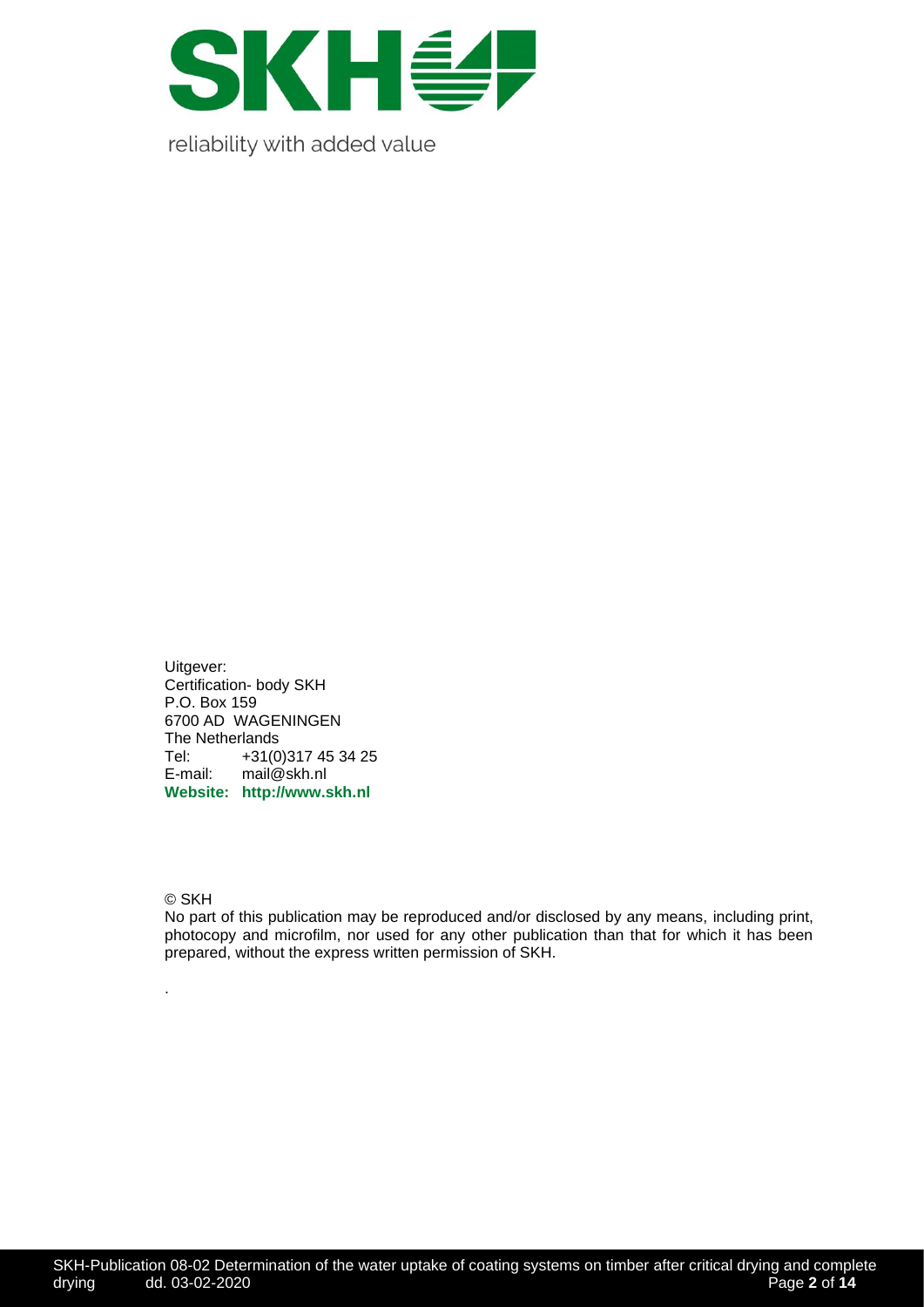reliability with added value

Uitgever:
Certification- body SKH
P.O. Box 159
6700 AD WAGENINGEN
The Netherlands
Tel: +31(0)317 45 34 25
E-mail: mail@skh.nl
**Website: http://www.skh.nl**

© SKH
No part of this publication may be reproduced and/or disclosed by any means, including print, photocopy and microfilm, nor used for any other publication than that for which it has been prepared, without the express written permission of SKH.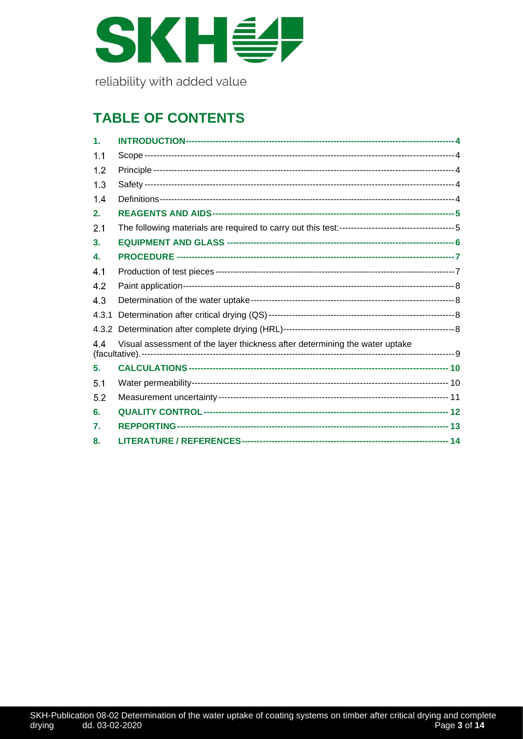SKH

reliability with added value

# TABLE OF CONTENTS

| | | |
|---|---|---|
| **1.** | **INTRODUCTION** | **4** |
| 1.1 | Scope | 4 |
| 1.2 | Principle | 4 |
| 1.3 | Safety | 4 |
| 1.4 | Definitions | 4 |
| **2.** | **REAGENTS AND AIDS** | **5** |
| 2.1 | The following materials are required to carry out this test: | 5 |
| **3.** | **EQUIPMENT AND GLASS** | **6** |
| **4.** | **PROCEDURE** | **7** |
| 4.1 | Production of test pieces | 7 |
| 4.2 | Paint application | 8 |
| 4.3 | Determination of the water uptake | 8 |
| 4.3.1 | Determination after critical drying (QS) | 8 |
| 4.3.2 | Determination after complete drying (HRL) | 8 |
| 4.4 | Visual assessment of the layer thickness after determining the water uptake (facultative). | 9 |
| **5.** | **CALCULATIONS** | **10** |
| 5.1 | Water permeability | 10 |
| 5.2 | Measurement uncertainty | 11 |
| **6.** | **QUALITY CONTROL** | **12** |
| **7.** | **REPPORTING** | **13** |
| **8.** | **LITERATURE / REFERENCES** | **14** |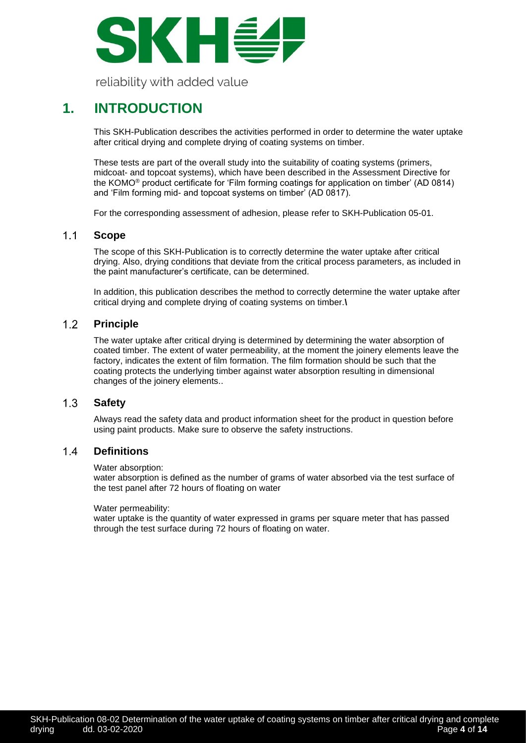# 1. INTRODUCTION

This SKH-Publication describes the activities performed in order to determine the water uptake after critical drying and complete drying of coating systems on timber.

These tests are part of the overall study into the suitability of coating systems (primers, midcoat- and topcoat systems), which have been described in the Assessment Directive for the KOMO® product certificate for 'Film forming coatings for application on timber' (AD 0814) and 'Film forming mid- and topcoat systems on timber' (AD 0817).

For the corresponding assessment of adhesion, please refer to SKH-Publication 05-01.

## 1.1 Scope

The scope of this SKH-Publication is to correctly determine the water uptake after critical drying. Also, drying conditions that deviate from the critical process parameters, as included in the paint manufacturer's certificate, can be determined.

In addition, this publication describes the method to correctly determine the water uptake after critical drying and complete drying of coating systems on timber.\

## 1.2 Principle

The water uptake after critical drying is determined by determining the water absorption of coated timber. The extent of water permeability, at the moment the joinery elements leave the factory, indicates the extent of film formation. The film formation should be such that the coating protects the underlying timber against water absorption resulting in dimensional changes of the joinery elements..

## 1.3 Safety

Always read the safety data and product information sheet for the product in question before using paint products. Make sure to observe the safety instructions.

## 1.4 Definitions

Water absorption:
water absorption is defined as the number of grams of water absorbed via the test surface of the test panel after 72 hours of floating on water

Water permeability:
water uptake is the quantity of water expressed in grams per square meter that has passed through the test surface during 72 hours of floating on water.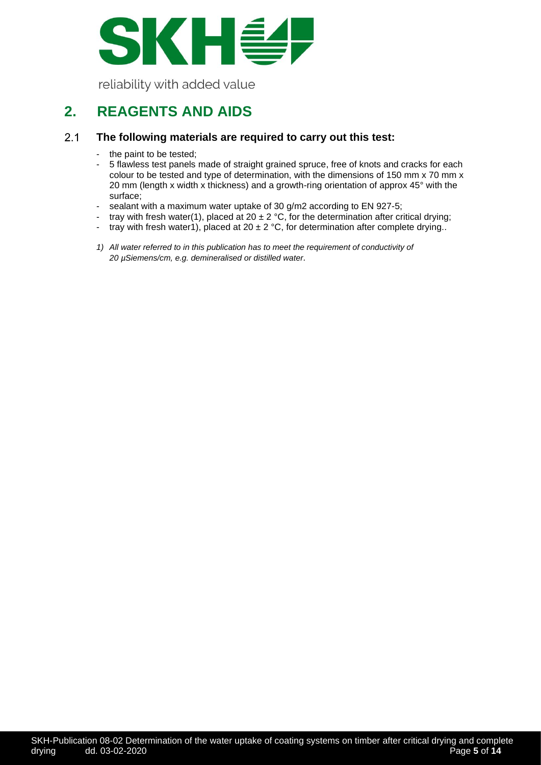# 2. REAGENTS AND AIDS

## 2.1 The following materials are required to carry out this test:

- the paint to be tested;
- 5 flawless test panels made of straight grained spruce, free of knots and cracks for each colour to be tested and type of determination, with the dimensions of 150 mm x 70 mm x 20 mm (length x width x thickness) and a growth-ring orientation of approx 45° with the surface;
- sealant with a maximum water uptake of 30 g/m2 according to EN 927-5;
- tray with fresh water(1), placed at 20 ± 2 °C, for the determination after critical drying;
- tray with fresh water1), placed at 20 ± 2 °C, for determination after complete drying..

*1) All water referred to in this publication has to meet the requirement of conductivity of 20 µSiemens/cm, e.g. demineralised or distilled water.*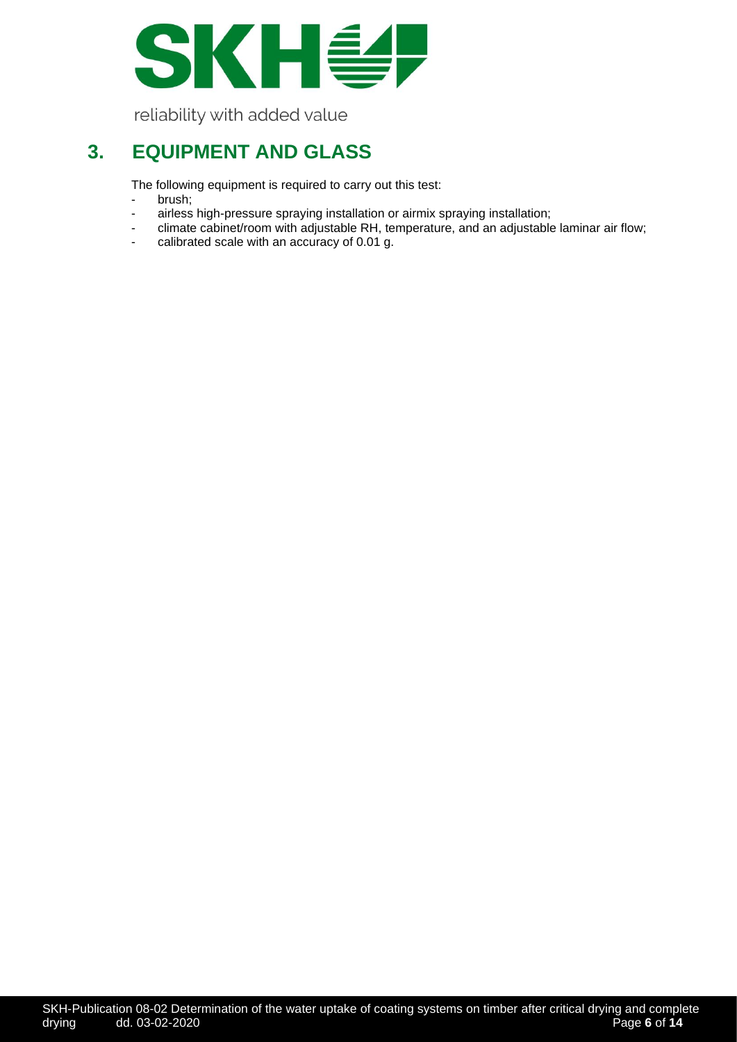## 3. EQUIPMENT AND GLASS

The following equipment is required to carry out this test:

- brush;
- airless high-pressure spraying installation or airmix spraying installation;
- climate cabinet/room with adjustable RH, temperature, and an adjustable laminar air flow;
- calibrated scale with an accuracy of 0.01 g.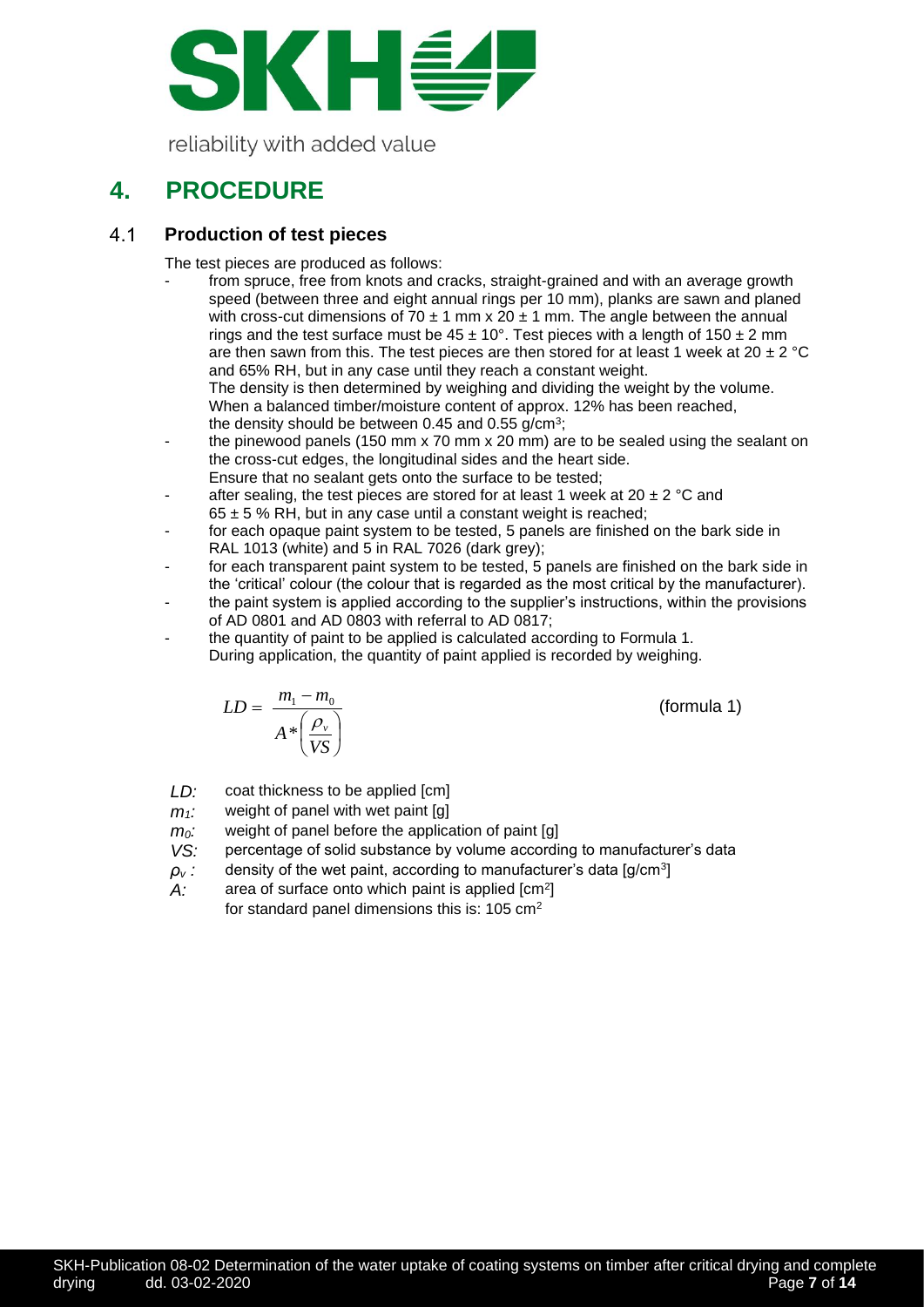# 4. PROCEDURE

## 4.1 Production of test pieces

The test pieces are produced as follows:

- from spruce, free from knots and cracks, straight-grained and with an average growth speed (between three and eight annual rings per 10 mm), planks are sawn and planed with cross-cut dimensions of 70 ± 1 mm x 20 ± 1 mm. The angle between the annual rings and the test surface must be 45 ± 10°. Test pieces with a length of 150 ± 2 mm are then sawn from this. The test pieces are then stored for at least 1 week at 20 ± 2 °C and 65% RH, but in any case until they reach a constant weight.
  The density is then determined by weighing and dividing the weight by the volume. When a balanced timber/moisture content of approx. 12% has been reached, the density should be between 0.45 and 0.55 g/cm$^3$;
- the pinewood panels (150 mm x 70 mm x 20 mm) are to be sealed using the sealant on the cross-cut edges, the longitudinal sides and the heart side.
  Ensure that no sealant gets onto the surface to be tested;
- after sealing, the test pieces are stored for at least 1 week at 20 ± 2 °C and 65 ± 5 % RH, but in any case until a constant weight is reached;
- for each opaque paint system to be tested, 5 panels are finished on the bark side in RAL 1013 (white) and 5 in RAL 7026 (dark grey);
- for each transparent paint system to be tested, 5 panels are finished on the bark side in the 'critical' colour (the colour that is regarded as the most critical by the manufacturer).
- the paint system is applied according to the supplier's instructions, within the provisions of AD 0801 and AD 0803 with referral to AD 0817;
- the quantity of paint to be applied is calculated according to Formula 1.
  During application, the quantity of paint applied is recorded by weighing.

$$LD = \frac{m_1 - m_0}{A * \left( \frac{\rho_v}{VS} \right)} \qquad \text{(formula 1)}$$

- $LD$: coat thickness to be applied [cm]
- $m_1$: weight of panel with wet paint [g]
- $m_0$: weight of panel before the application of paint [g]
- $VS$: percentage of solid substance by volume according to manufacturer's data
- $\rho_v$: density of the wet paint, according to manufacturer's data [g/cm$^3$]
- $A$: area of surface onto which paint is applied [cm$^2$]
  for standard panel dimensions this is: 105 cm$^2$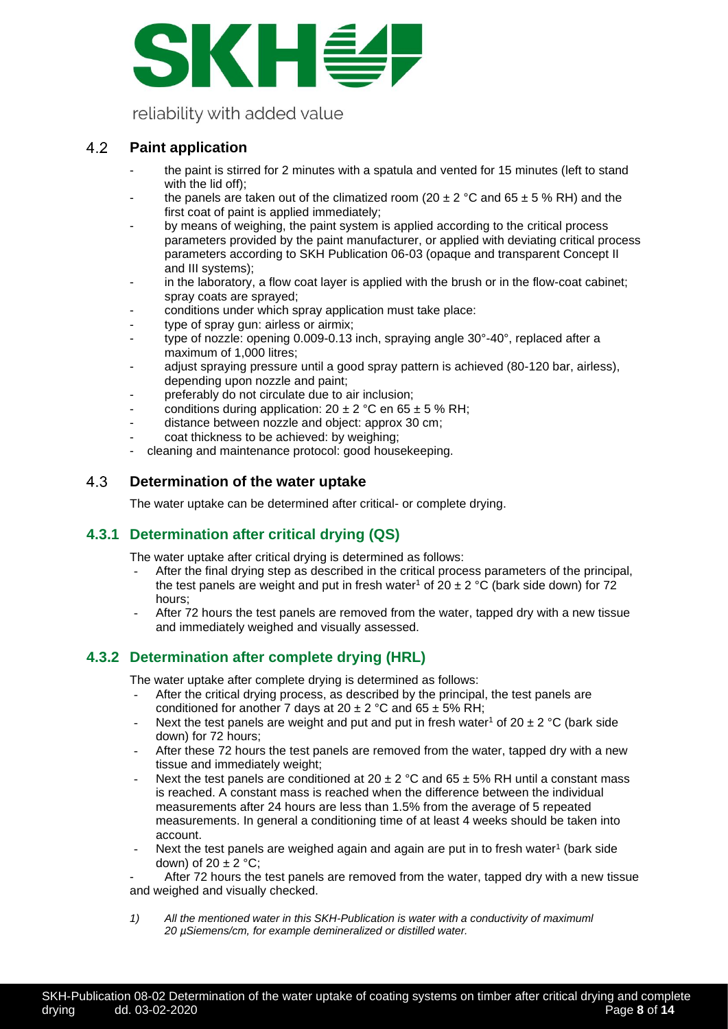## 4.2 Paint application

- the paint is stirred for 2 minutes with a spatula and vented for 15 minutes (left to stand with the lid off);
- the panels are taken out of the climatized room (20 ± 2 °C and 65 ± 5 % RH) and the first coat of paint is applied immediately;
- by means of weighing, the paint system is applied according to the critical process parameters provided by the paint manufacturer, or applied with deviating critical process parameters according to SKH Publication 06-03 (opaque and transparent Concept II and III systems);
- in the laboratory, a flow coat layer is applied with the brush or in the flow-coat cabinet; spray coats are sprayed;
- conditions under which spray application must take place:
- type of spray gun: airless or airmix;
- type of nozzle: opening 0.009-0.13 inch, spraying angle 30°-40°, replaced after a maximum of 1,000 litres;
- adjust spraying pressure until a good spray pattern is achieved (80-120 bar, airless), depending upon nozzle and paint;
- preferably do not circulate due to air inclusion;
- conditions during application: 20 ± 2 °C en 65 ± 5 % RH;
- distance between nozzle and object: approx 30 cm;
- coat thickness to be achieved: by weighing;
- cleaning and maintenance protocol: good housekeeping.

## 4.3 Determination of the water uptake

The water uptake can be determined after critical- or complete drying.

### 4.3.1 Determination after critical drying (QS)

The water uptake after critical drying is determined as follows:

- After the final drying step as described in the critical process parameters of the principal, the test panels are weight and put in fresh water[1] of 20 ± 2 °C (bark side down) for 72 hours;
- After 72 hours the test panels are removed from the water, tapped dry with a new tissue and immediately weighed and visually assessed.

### 4.3.2 Determination after complete drying (HRL)

The water uptake after complete drying is determined as follows:

- After the critical drying process, as described by the principal, the test panels are conditioned for another 7 days at 20 ± 2 °C and 65 ± 5% RH;
- Next the test panels are weight and put and put in fresh water[1] of 20 ± 2 °C (bark side down) for 72 hours;
- After these 72 hours the test panels are removed from the water, tapped dry with a new tissue and immediately weight;
- Next the test panels are conditioned at 20 ± 2 °C and 65 ± 5% RH until a constant mass is reached. A constant mass is reached when the difference between the individual measurements after 24 hours are less than 1.5% from the average of 5 repeated measurements. In general a conditioning time of at least 4 weeks should be taken into account.
- Next the test panels are weighed again and again are put in to fresh water[1] (bark side down) of 20 ± 2 °C;
- After 72 hours the test panels are removed from the water, tapped dry with a new tissue and weighed and visually checked.

*1) All the mentioned water in this SKH-Publication is water with a conductivity of maximuml 20 µSiemens/cm, for example demineralized or distilled water.*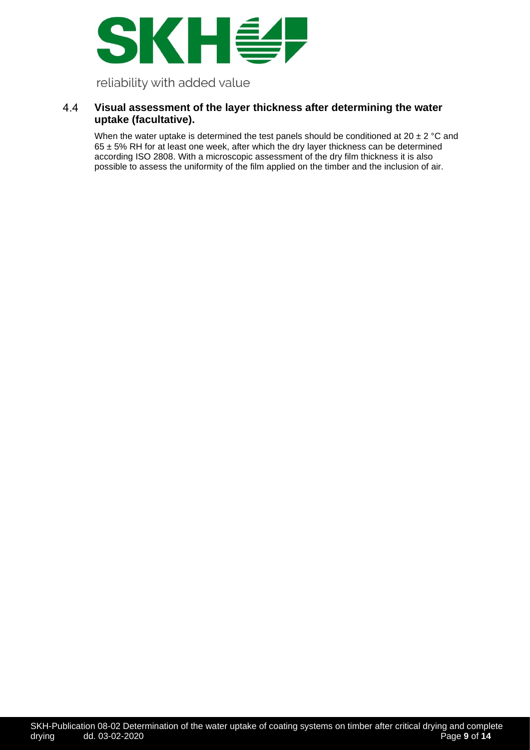## 4.4 Visual assessment of the layer thickness after determining the water uptake (facultative).

When the water uptake is determined the test panels should be conditioned at 20 ± 2 °C and 65 ± 5% RH for at least one week, after which the dry layer thickness can be determined according ISO 2808. With a microscopic assessment of the dry film thickness it is also possible to assess the uniformity of the film applied on the timber and the inclusion of air.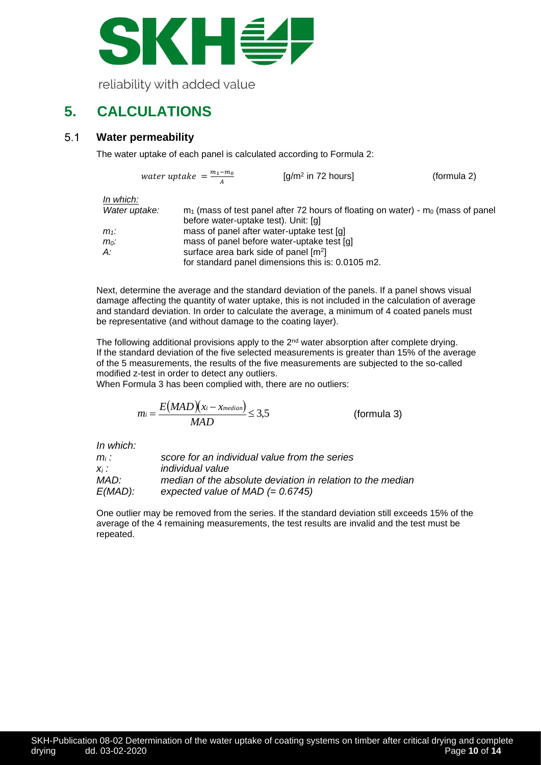# 5. CALCULATIONS

## 5.1 Water permeability

The water uptake of each panel is calculated according to Formula 2:

$$water\ uptake = \frac{m_1 - m_0}{A} \qquad [\text{g/m}^2 \text{ in 72 hours}] \qquad \text{(formula 2)}$$

In which:

| | |
|---|---|
| *Water uptake:* | $m_1$ (mass of test panel after 72 hours of floating on water) - $m_0$ (mass of panel before water-uptake test). Unit: [g] |
| *$m_1$:* | mass of panel after water-uptake test [g] |
| *$m_0$:* | mass of panel before water-uptake test [g] |
| *A:* | surface area bark side of panel [$m^2$] for standard panel dimensions this is: 0.0105 m2. |

Next, determine the average and the standard deviation of the panels. If a panel shows visual damage affecting the quantity of water uptake, this is not included in the calculation of average and standard deviation. In order to calculate the average, a minimum of 4 coated panels must be representative (and without damage to the coating layer).

The following additional provisions apply to the 2nd water absorption after complete drying. If the standard deviation of the five selected measurements is greater than 15% of the average of the 5 measurements, the results of the five measurements are subjected to the so-called modified z-test in order to detect any outliers.
When Formula 3 has been complied with, there are no outliers:

$$m_i = \frac{E(MAD)(x_i - x_{median})}{MAD} \leq 3{,}5 \qquad \text{(formula 3)}$$

*In which:*

| | |
|---|---|
| *$m_i$ :* | *score for an individual value from the series* |
| *$x_i$ :* | *individual value* |
| *MAD:* | *median of the absolute deviation in relation to the median* |
| *E(MAD):* | *expected value of MAD (= 0.6745)* |

One outlier may be removed from the series. If the standard deviation still exceeds 15% of the average of the 4 remaining measurements, the test results are invalid and the test must be repeated.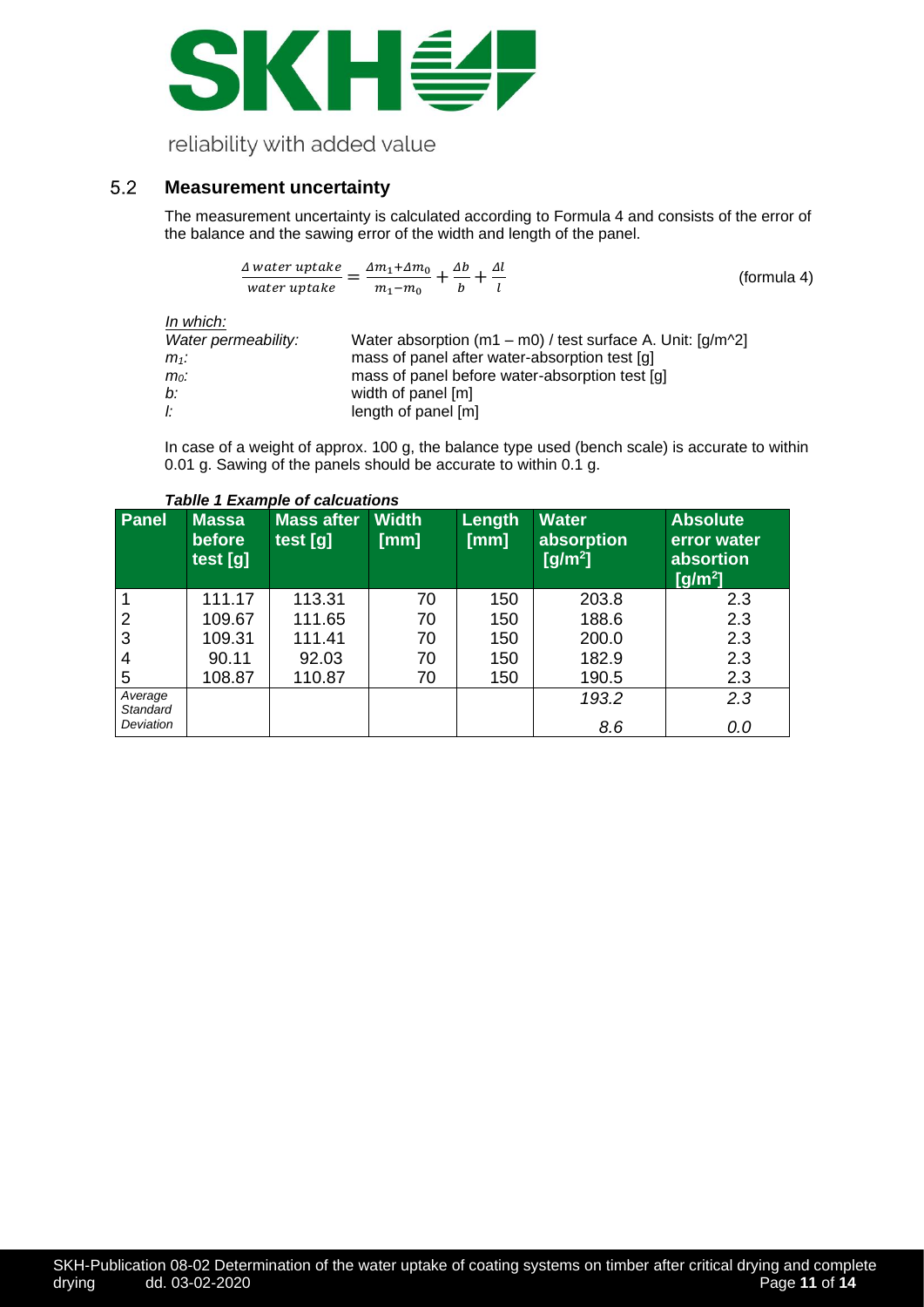## 5.2 Measurement uncertainty

The measurement uncertainty is calculated according to Formula 4 and consists of the error of the balance and the sawing error of the width and length of the panel.

$$\frac{\Delta\, water\ uptake}{water\ uptake} = \frac{\Delta m_1 + \Delta m_0}{m_1 - m_0} + \frac{\Delta b}{b} + \frac{\Delta l}{l} \quad \text{(formula 4)}$$

*In which:*

| | |
|---|---|
| *Water permeability:* | Water absorption (m1 – m0) / test surface A. Unit: [g/m^2] |
| $m_1$: | mass of panel after water-absorption test [g] |
| $m_0$: | mass of panel before water-absorption test [g] |
| *b:* | width of panel [m] |
| *l:* | length of panel [m] |

In case of a weight of approx. 100 g, the balance type used (bench scale) is accurate to within 0.01 g. Sawing of the panels should be accurate to within 0.1 g.

***Tablle 1 Example of calcuations***

| Panel | Massa before test [g] | Mass after test [g] | Width [mm] | Length [mm] | Water absorption [g/m²] | Absolute error water absortion [g/m²] |
|---|---|---|---|---|---|---|
| 1 | 111.17 | 113.31 | 70 | 150 | 203.8 | 2.3 |
| 2 | 109.67 | 111.65 | 70 | 150 | 188.6 | 2.3 |
| 3 | 109.31 | 111.41 | 70 | 150 | 200.0 | 2.3 |
| 4 | 90.11 | 92.03 | 70 | 150 | 182.9 | 2.3 |
| 5 | 108.87 | 110.87 | 70 | 150 | 190.5 | 2.3 |
| *Average* | | | | | *193.2* | *2.3* |
| *Standard Deviation* | | | | | *8.6* | *0.0* |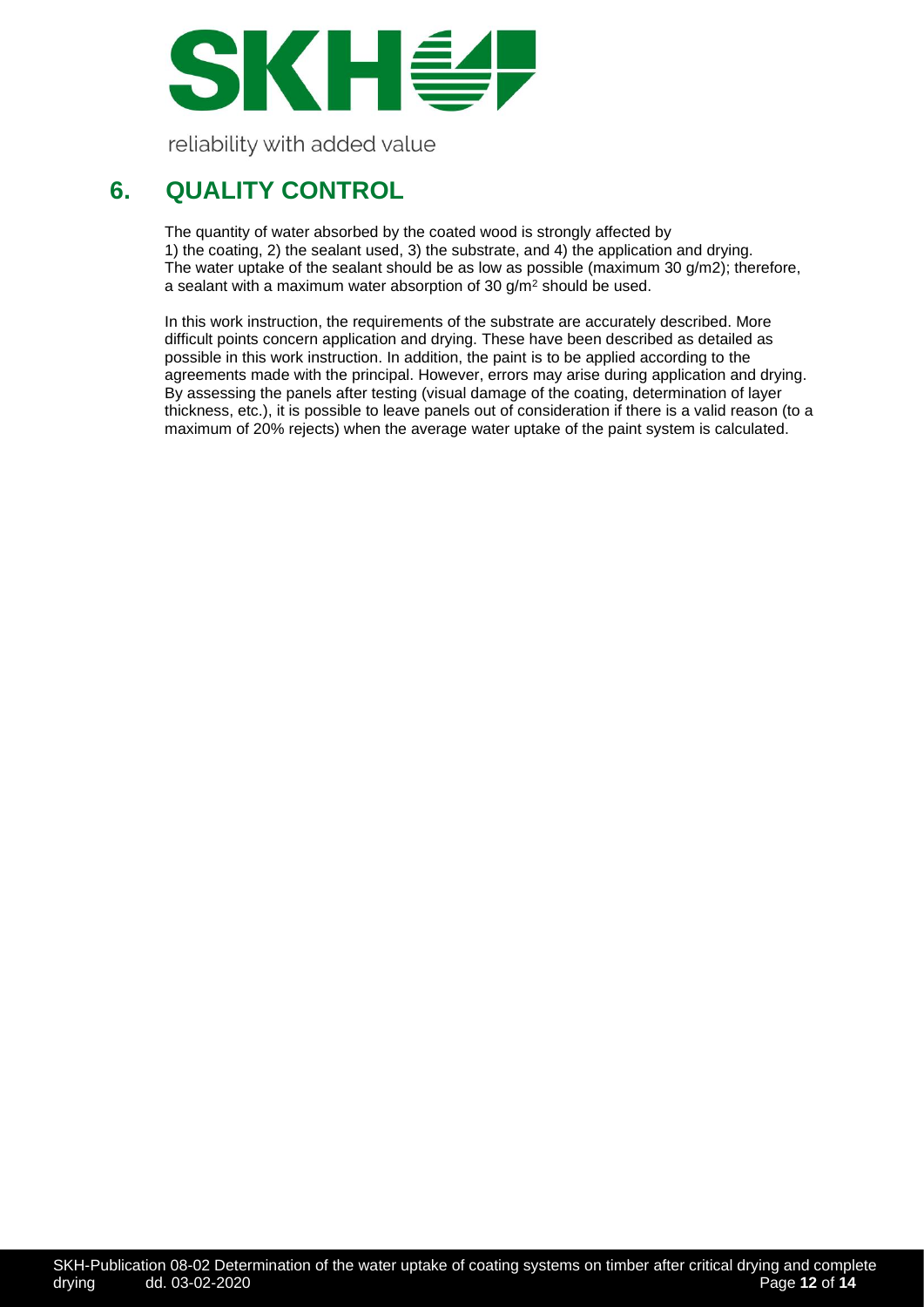## 6. QUALITY CONTROL

The quantity of water absorbed by the coated wood is strongly affected by 1) the coating, 2) the sealant used, 3) the substrate, and 4) the application and drying. The water uptake of the sealant should be as low as possible (maximum 30 g/m2); therefore, a sealant with a maximum water absorption of 30 $g/m^2$ should be used.

In this work instruction, the requirements of the substrate are accurately described. More difficult points concern application and drying. These have been described as detailed as possible in this work instruction. In addition, the paint is to be applied according to the agreements made with the principal. However, errors may arise during application and drying. By assessing the panels after testing (visual damage of the coating, determination of layer thickness, etc.), it is possible to leave panels out of consideration if there is a valid reason (to a maximum of 20% rejects) when the average water uptake of the paint system is calculated.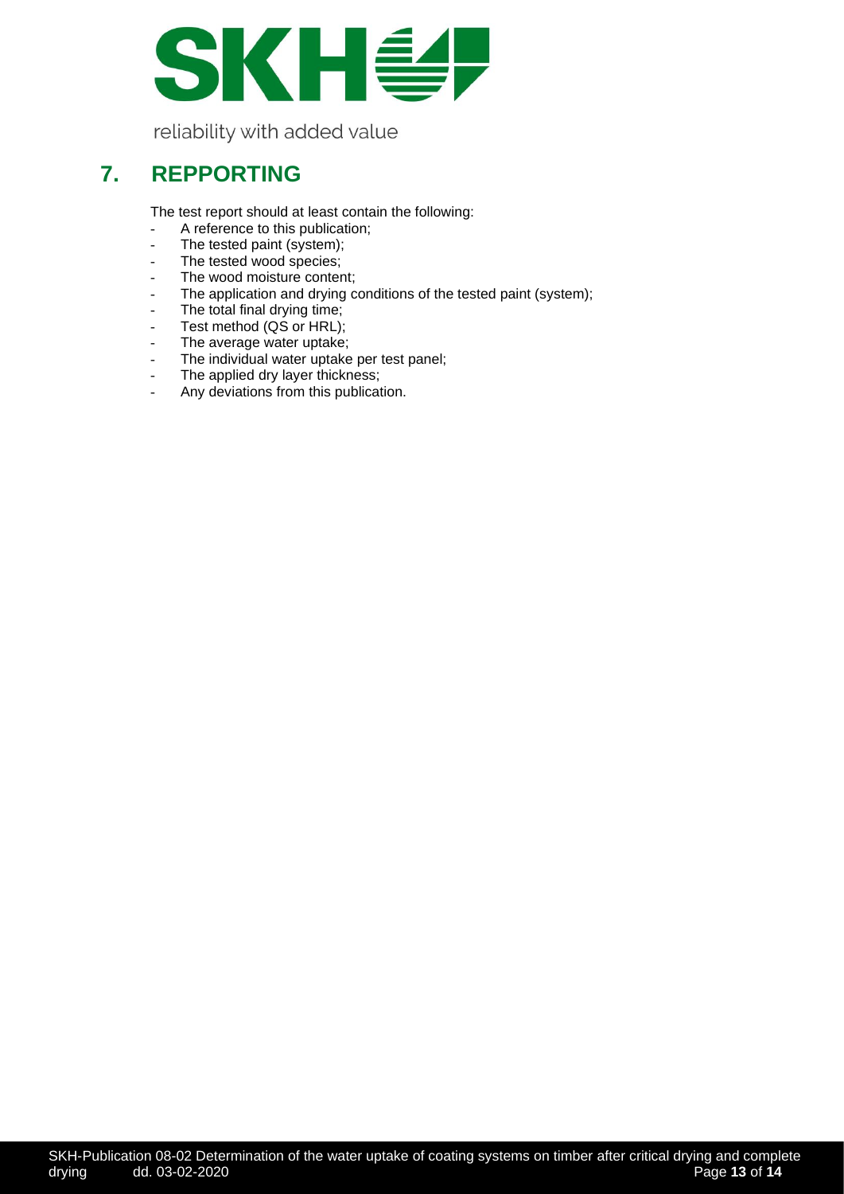## 7. REPPORTING

The test report should at least contain the following:

- A reference to this publication;
- The tested paint (system);
- The tested wood species;
- The wood moisture content;
- The application and drying conditions of the tested paint (system);
- The total final drying time;
- Test method (QS or HRL);
- The average water uptake;
- The individual water uptake per test panel;
- The applied dry layer thickness;
- Any deviations from this publication.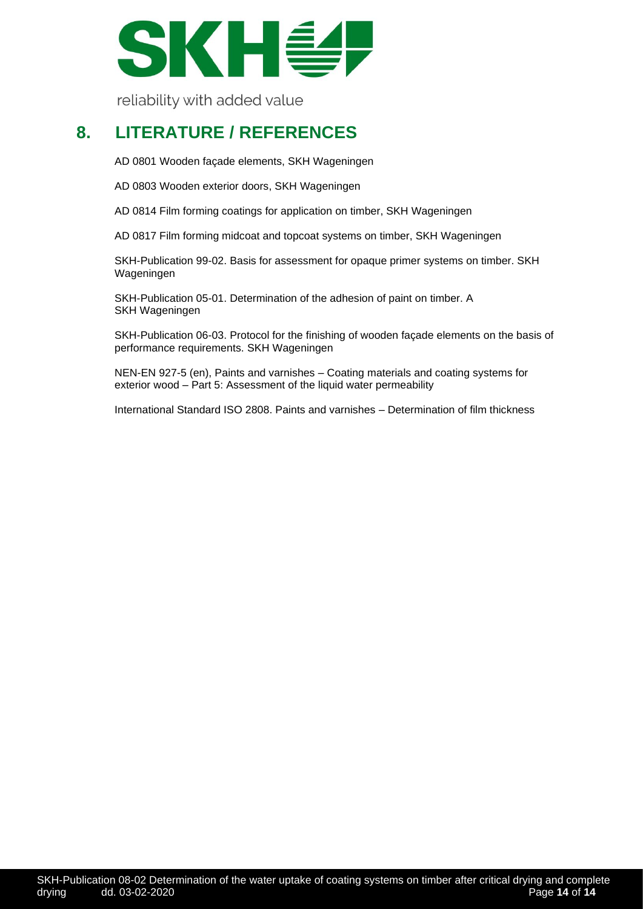## 8. LITERATURE / REFERENCES

AD 0801 Wooden façade elements, SKH Wageningen

AD 0803 Wooden exterior doors, SKH Wageningen

AD 0814 Film forming coatings for application on timber, SKH Wageningen

AD 0817 Film forming midcoat and topcoat systems on timber, SKH Wageningen

SKH-Publication 99-02. Basis for assessment for opaque primer systems on timber. SKH Wageningen

SKH-Publication 05-01. Determination of the adhesion of paint on timber. A SKH Wageningen

SKH-Publication 06-03. Protocol for the finishing of wooden façade elements on the basis of performance requirements. SKH Wageningen

NEN-EN 927-5 (en), Paints and varnishes – Coating materials and coating systems for exterior wood – Part 5: Assessment of the liquid water permeability

International Standard ISO 2808. Paints and varnishes – Determination of film thickness